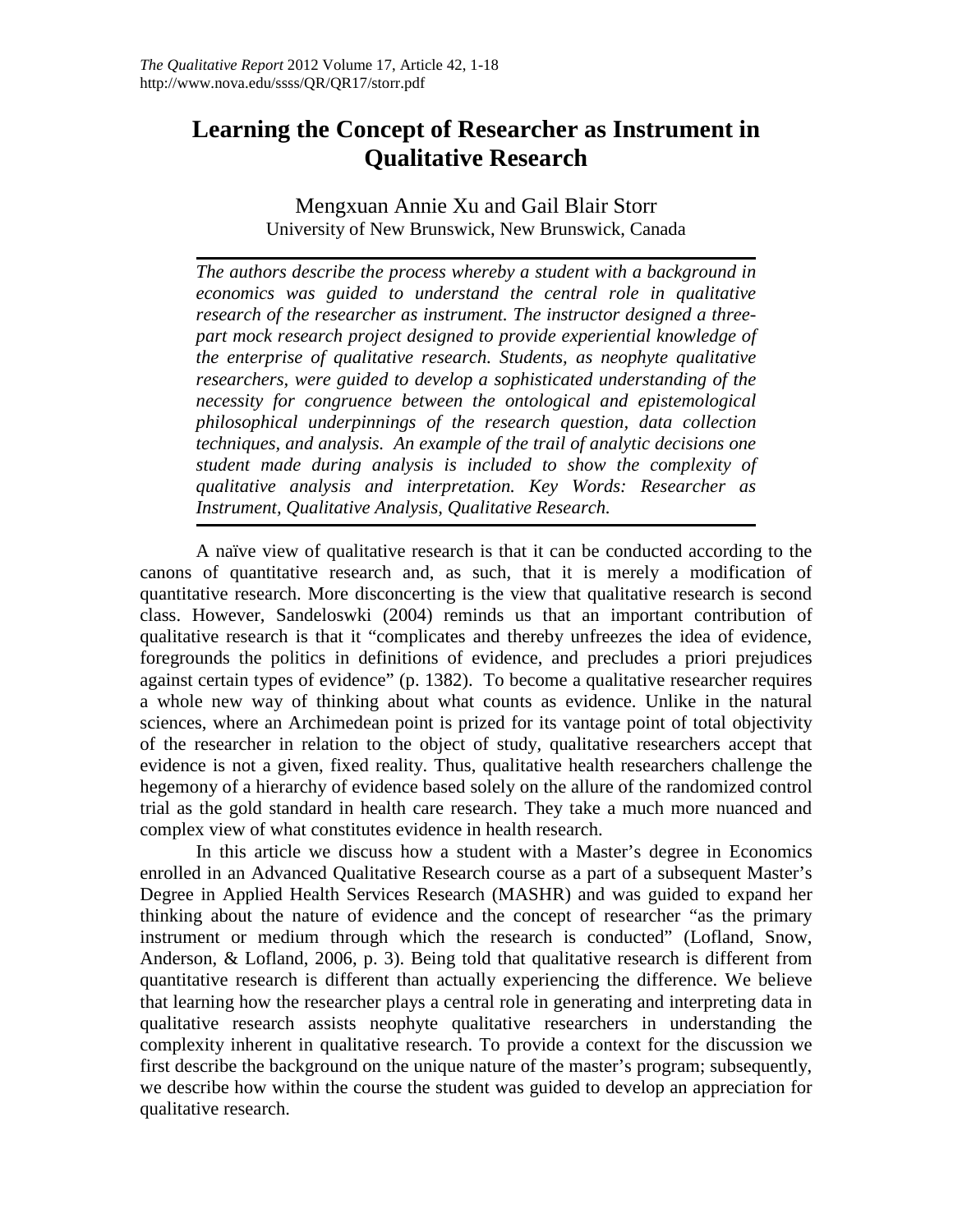# Learning the Concept of Researcher as Instrument in Qualitative Research

Mengxuan Annie Xu and Gail Blair Storr
University of New Brunswick, New Brunswick, Canada

*The authors describe the process whereby a student with a background in economics was guided to understand the central role in qualitative research of the researcher as instrument. The instructor designed a three-part mock research project designed to provide experiential knowledge of the enterprise of qualitative research. Students, as neophyte qualitative researchers, were guided to develop a sophisticated understanding of the necessity for congruence between the ontological and epistemological philosophical underpinnings of the research question, data collection techniques, and analysis. An example of the trail of analytic decisions one student made during analysis is included to show the complexity of qualitative analysis and interpretation. Key Words: Researcher as Instrument, Qualitative Analysis, Qualitative Research.*

A naïve view of qualitative research is that it can be conducted according to the canons of quantitative research and, as such, that it is merely a modification of quantitative research. More disconcerting is the view that qualitative research is second class. However, Sandeloswki (2004) reminds us that an important contribution of qualitative research is that it "complicates and thereby unfreezes the idea of evidence, foregrounds the politics in definitions of evidence, and precludes a priori prejudices against certain types of evidence" (p. 1382). To become a qualitative researcher requires a whole new way of thinking about what counts as evidence. Unlike in the natural sciences, where an Archimedean point is prized for its vantage point of total objectivity of the researcher in relation to the object of study, qualitative researchers accept that evidence is not a given, fixed reality. Thus, qualitative health researchers challenge the hegemony of a hierarchy of evidence based solely on the allure of the randomized control trial as the gold standard in health care research. They take a much more nuanced and complex view of what constitutes evidence in health research.

In this article we discuss how a student with a Master's degree in Economics enrolled in an Advanced Qualitative Research course as a part of a subsequent Master's Degree in Applied Health Services Research (MASHR) and was guided to expand her thinking about the nature of evidence and the concept of researcher "as the primary instrument or medium through which the research is conducted" (Lofland, Snow, Anderson, & Lofland, 2006, p. 3). Being told that qualitative research is different from quantitative research is different than actually experiencing the difference. We believe that learning how the researcher plays a central role in generating and interpreting data in qualitative research assists neophyte qualitative researchers in understanding the complexity inherent in qualitative research. To provide a context for the discussion we first describe the background on the unique nature of the master's program; subsequently, we describe how within the course the student was guided to develop an appreciation for qualitative research.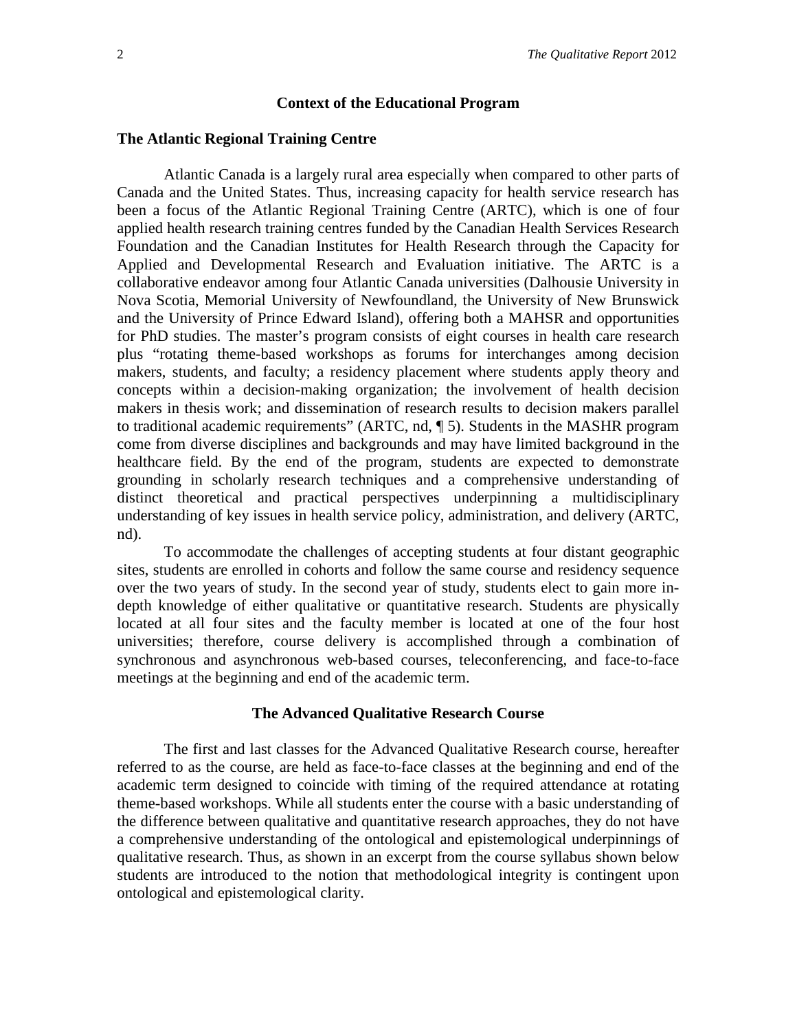## Context of the Educational Program

### The Atlantic Regional Training Centre

Atlantic Canada is a largely rural area especially when compared to other parts of Canada and the United States. Thus, increasing capacity for health service research has been a focus of the Atlantic Regional Training Centre (ARTC), which is one of four applied health research training centres funded by the Canadian Health Services Research Foundation and the Canadian Institutes for Health Research through the Capacity for Applied and Developmental Research and Evaluation initiative. The ARTC is a collaborative endeavor among four Atlantic Canada universities (Dalhousie University in Nova Scotia, Memorial University of Newfoundland, the University of New Brunswick and the University of Prince Edward Island), offering both a MAHSR and opportunities for PhD studies. The master's program consists of eight courses in health care research plus "rotating theme-based workshops as forums for interchanges among decision makers, students, and faculty; a residency placement where students apply theory and concepts within a decision-making organization; the involvement of health decision makers in thesis work; and dissemination of research results to decision makers parallel to traditional academic requirements" (ARTC, nd, ¶ 5). Students in the MASHR program come from diverse disciplines and backgrounds and may have limited background in the healthcare field. By the end of the program, students are expected to demonstrate grounding in scholarly research techniques and a comprehensive understanding of distinct theoretical and practical perspectives underpinning a multidisciplinary understanding of key issues in health service policy, administration, and delivery (ARTC, nd).

To accommodate the challenges of accepting students at four distant geographic sites, students are enrolled in cohorts and follow the same course and residency sequence over the two years of study. In the second year of study, students elect to gain more in-depth knowledge of either qualitative or quantitative research. Students are physically located at all four sites and the faculty member is located at one of the four host universities; therefore, course delivery is accomplished through a combination of synchronous and asynchronous web-based courses, teleconferencing, and face-to-face meetings at the beginning and end of the academic term.

## The Advanced Qualitative Research Course

The first and last classes for the Advanced Qualitative Research course, hereafter referred to as the course, are held as face-to-face classes at the beginning and end of the academic term designed to coincide with timing of the required attendance at rotating theme-based workshops. While all students enter the course with a basic understanding of the difference between qualitative and quantitative research approaches, they do not have a comprehensive understanding of the ontological and epistemological underpinnings of qualitative research. Thus, as shown in an excerpt from the course syllabus shown below students are introduced to the notion that methodological integrity is contingent upon ontological and epistemological clarity.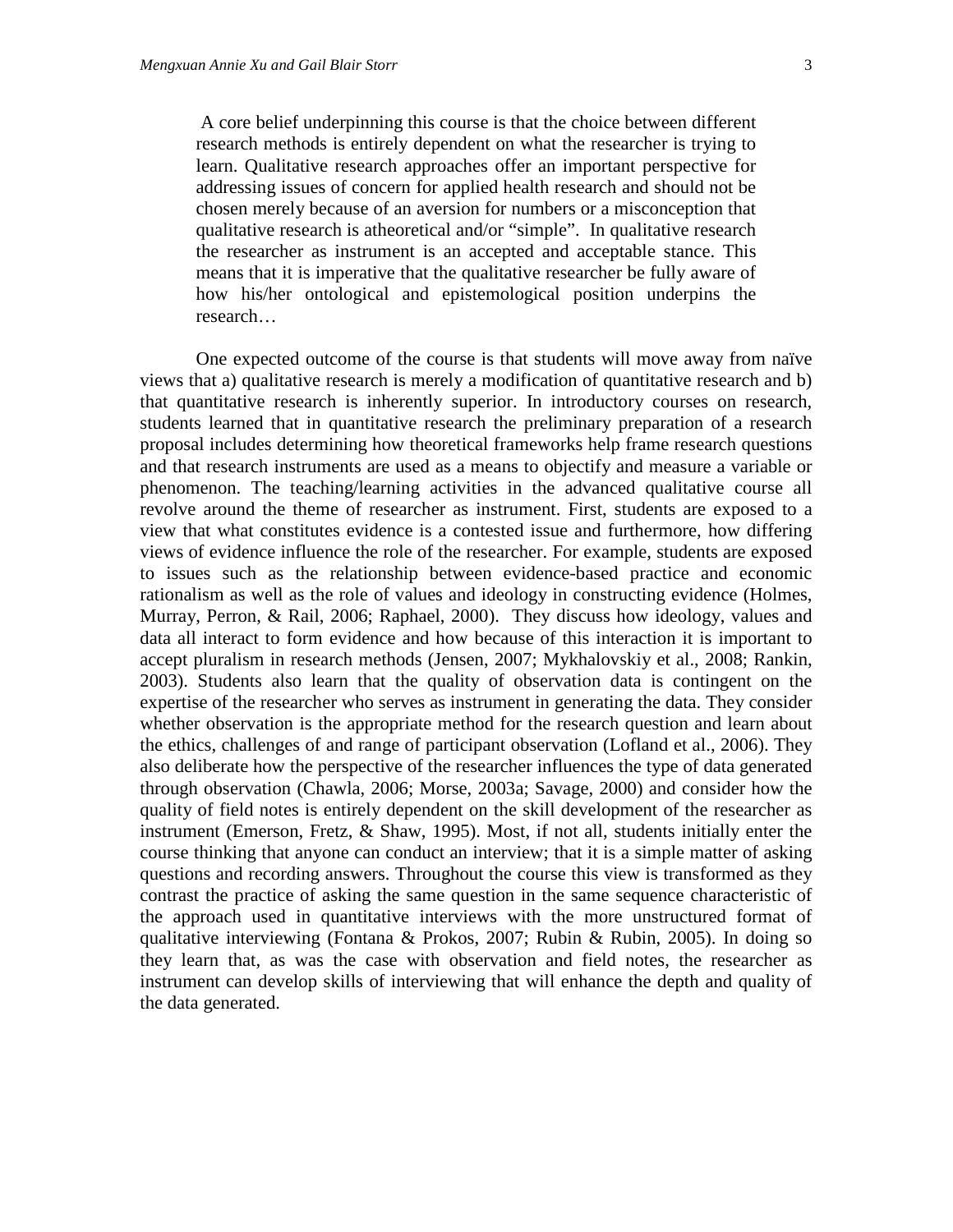> A core belief underpinning this course is that the choice between different research methods is entirely dependent on what the researcher is trying to learn. Qualitative research approaches offer an important perspective for addressing issues of concern for applied health research and should not be chosen merely because of an aversion for numbers or a misconception that qualitative research is atheoretical and/or "simple". In qualitative research the researcher as instrument is an accepted and acceptable stance. This means that it is imperative that the qualitative researcher be fully aware of how his/her ontological and epistemological position underpins the research…

One expected outcome of the course is that students will move away from naïve views that a) qualitative research is merely a modification of quantitative research and b) that quantitative research is inherently superior. In introductory courses on research, students learned that in quantitative research the preliminary preparation of a research proposal includes determining how theoretical frameworks help frame research questions and that research instruments are used as a means to objectify and measure a variable or phenomenon. The teaching/learning activities in the advanced qualitative course all revolve around the theme of researcher as instrument. First, students are exposed to a view that what constitutes evidence is a contested issue and furthermore, how differing views of evidence influence the role of the researcher. For example, students are exposed to issues such as the relationship between evidence-based practice and economic rationalism as well as the role of values and ideology in constructing evidence (Holmes, Murray, Perron, & Rail, 2006; Raphael, 2000). They discuss how ideology, values and data all interact to form evidence and how because of this interaction it is important to accept pluralism in research methods (Jensen, 2007; Mykhalovskiy et al., 2008; Rankin, 2003). Students also learn that the quality of observation data is contingent on the expertise of the researcher who serves as instrument in generating the data. They consider whether observation is the appropriate method for the research question and learn about the ethics, challenges of and range of participant observation (Lofland et al., 2006). They also deliberate how the perspective of the researcher influences the type of data generated through observation (Chawla, 2006; Morse, 2003a; Savage, 2000) and consider how the quality of field notes is entirely dependent on the skill development of the researcher as instrument (Emerson, Fretz, & Shaw, 1995). Most, if not all, students initially enter the course thinking that anyone can conduct an interview; that it is a simple matter of asking questions and recording answers. Throughout the course this view is transformed as they contrast the practice of asking the same question in the same sequence characteristic of the approach used in quantitative interviews with the more unstructured format of qualitative interviewing (Fontana & Prokos, 2007; Rubin & Rubin, 2005). In doing so they learn that, as was the case with observation and field notes, the researcher as instrument can develop skills of interviewing that will enhance the depth and quality of the data generated.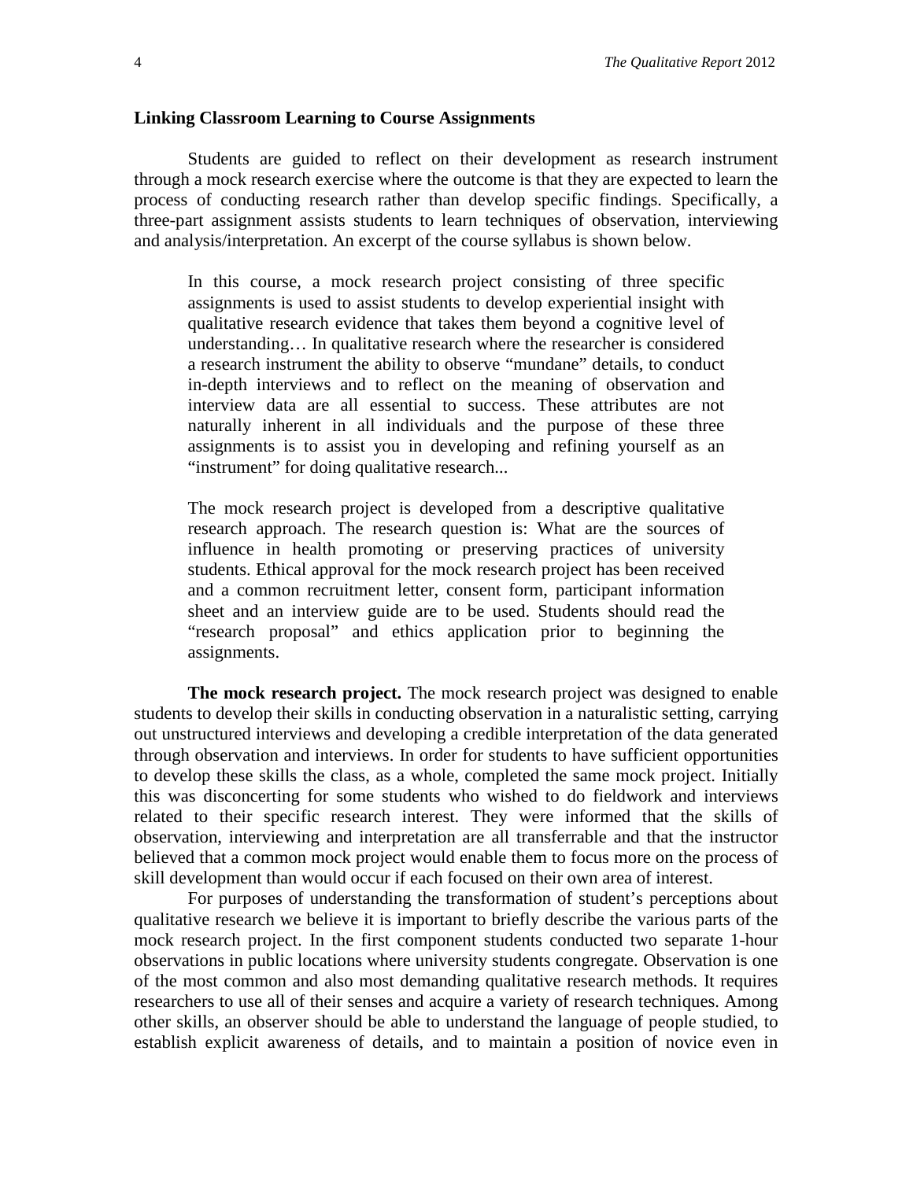### Linking Classroom Learning to Course Assignments

Students are guided to reflect on their development as research instrument through a mock research exercise where the outcome is that they are expected to learn the process of conducting research rather than develop specific findings. Specifically, a three-part assignment assists students to learn techniques of observation, interviewing and analysis/interpretation. An excerpt of the course syllabus is shown below.

> In this course, a mock research project consisting of three specific assignments is used to assist students to develop experiential insight with qualitative research evidence that takes them beyond a cognitive level of understanding… In qualitative research where the researcher is considered a research instrument the ability to observe "mundane" details, to conduct in-depth interviews and to reflect on the meaning of observation and interview data are all essential to success. These attributes are not naturally inherent in all individuals and the purpose of these three assignments is to assist you in developing and refining yourself as an "instrument" for doing qualitative research...
>
> The mock research project is developed from a descriptive qualitative research approach. The research question is: What are the sources of influence in health promoting or preserving practices of university students. Ethical approval for the mock research project has been received and a common recruitment letter, consent form, participant information sheet and an interview guide are to be used. Students should read the "research proposal" and ethics application prior to beginning the assignments.

**The mock research project.** The mock research project was designed to enable students to develop their skills in conducting observation in a naturalistic setting, carrying out unstructured interviews and developing a credible interpretation of the data generated through observation and interviews. In order for students to have sufficient opportunities to develop these skills the class, as a whole, completed the same mock project. Initially this was disconcerting for some students who wished to do fieldwork and interviews related to their specific research interest. They were informed that the skills of observation, interviewing and interpretation are all transferrable and that the instructor believed that a common mock project would enable them to focus more on the process of skill development than would occur if each focused on their own area of interest.

For purposes of understanding the transformation of student's perceptions about qualitative research we believe it is important to briefly describe the various parts of the mock research project. In the first component students conducted two separate 1-hour observations in public locations where university students congregate. Observation is one of the most common and also most demanding qualitative research methods. It requires researchers to use all of their senses and acquire a variety of research techniques. Among other skills, an observer should be able to understand the language of people studied, to establish explicit awareness of details, and to maintain a position of novice even in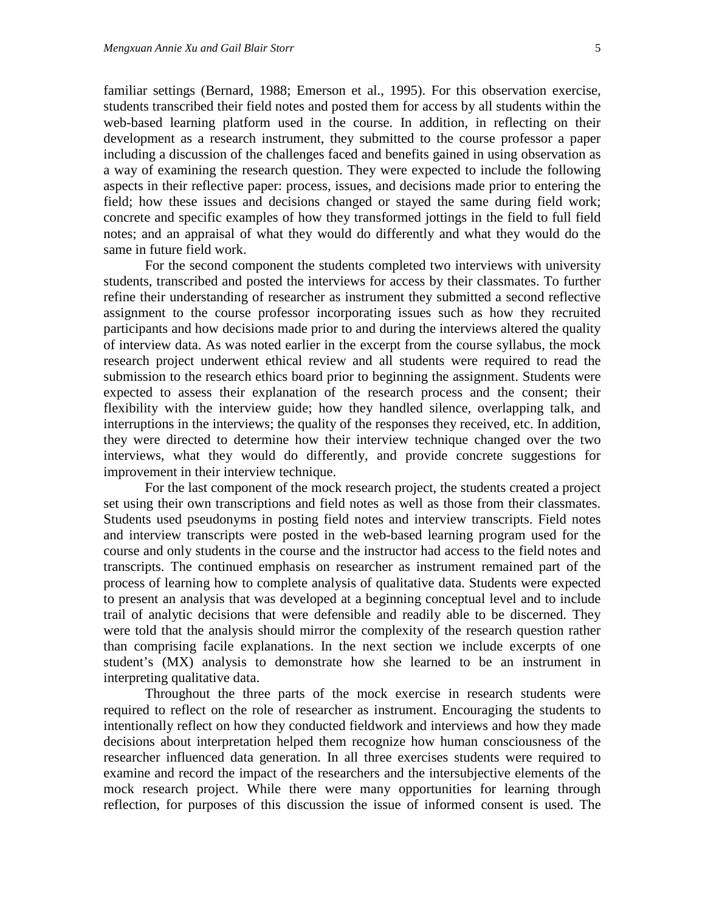familiar settings (Bernard, 1988; Emerson et al., 1995). For this observation exercise, students transcribed their field notes and posted them for access by all students within the web-based learning platform used in the course. In addition, in reflecting on their development as a research instrument, they submitted to the course professor a paper including a discussion of the challenges faced and benefits gained in using observation as a way of examining the research question. They were expected to include the following aspects in their reflective paper: process, issues, and decisions made prior to entering the field; how these issues and decisions changed or stayed the same during field work; concrete and specific examples of how they transformed jottings in the field to full field notes; and an appraisal of what they would do differently and what they would do the same in future field work.

For the second component the students completed two interviews with university students, transcribed and posted the interviews for access by their classmates. To further refine their understanding of researcher as instrument they submitted a second reflective assignment to the course professor incorporating issues such as how they recruited participants and how decisions made prior to and during the interviews altered the quality of interview data. As was noted earlier in the excerpt from the course syllabus, the mock research project underwent ethical review and all students were required to read the submission to the research ethics board prior to beginning the assignment. Students were expected to assess their explanation of the research process and the consent; their flexibility with the interview guide; how they handled silence, overlapping talk, and interruptions in the interviews; the quality of the responses they received, etc. In addition, they were directed to determine how their interview technique changed over the two interviews, what they would do differently, and provide concrete suggestions for improvement in their interview technique.

For the last component of the mock research project, the students created a project set using their own transcriptions and field notes as well as those from their classmates. Students used pseudonyms in posting field notes and interview transcripts. Field notes and interview transcripts were posted in the web-based learning program used for the course and only students in the course and the instructor had access to the field notes and transcripts. The continued emphasis on researcher as instrument remained part of the process of learning how to complete analysis of qualitative data. Students were expected to present an analysis that was developed at a beginning conceptual level and to include trail of analytic decisions that were defensible and readily able to be discerned. They were told that the analysis should mirror the complexity of the research question rather than comprising facile explanations. In the next section we include excerpts of one student's (MX) analysis to demonstrate how she learned to be an instrument in interpreting qualitative data.

Throughout the three parts of the mock exercise in research students were required to reflect on the role of researcher as instrument. Encouraging the students to intentionally reflect on how they conducted fieldwork and interviews and how they made decisions about interpretation helped them recognize how human consciousness of the researcher influenced data generation. In all three exercises students were required to examine and record the impact of the researchers and the intersubjective elements of the mock research project. While there were many opportunities for learning through reflection, for purposes of this discussion the issue of informed consent is used. The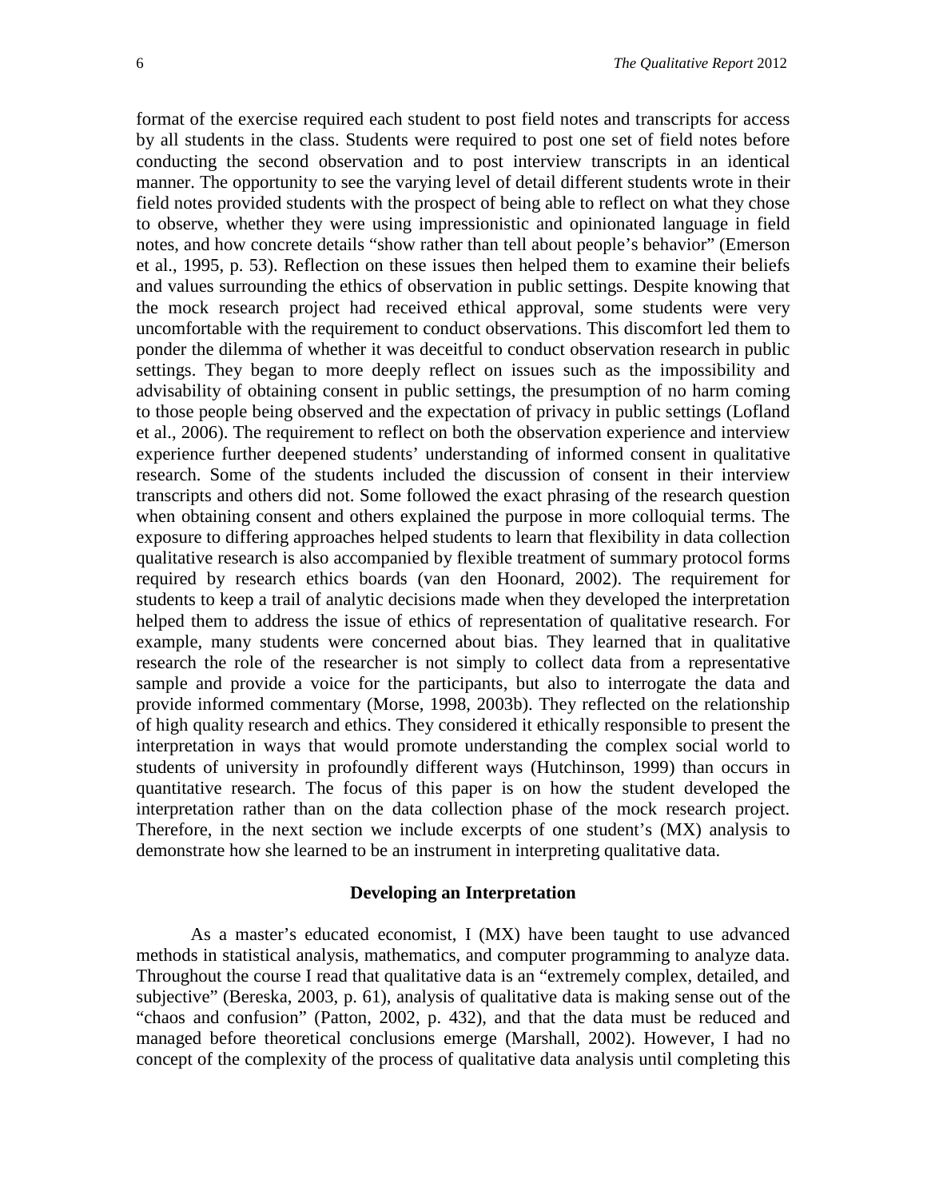format of the exercise required each student to post field notes and transcripts for access by all students in the class. Students were required to post one set of field notes before conducting the second observation and to post interview transcripts in an identical manner. The opportunity to see the varying level of detail different students wrote in their field notes provided students with the prospect of being able to reflect on what they chose to observe, whether they were using impressionistic and opinionated language in field notes, and how concrete details "show rather than tell about people's behavior" (Emerson et al., 1995, p. 53). Reflection on these issues then helped them to examine their beliefs and values surrounding the ethics of observation in public settings. Despite knowing that the mock research project had received ethical approval, some students were very uncomfortable with the requirement to conduct observations. This discomfort led them to ponder the dilemma of whether it was deceitful to conduct observation research in public settings. They began to more deeply reflect on issues such as the impossibility and advisability of obtaining consent in public settings, the presumption of no harm coming to those people being observed and the expectation of privacy in public settings (Lofland et al., 2006). The requirement to reflect on both the observation experience and interview experience further deepened students' understanding of informed consent in qualitative research. Some of the students included the discussion of consent in their interview transcripts and others did not. Some followed the exact phrasing of the research question when obtaining consent and others explained the purpose in more colloquial terms. The exposure to differing approaches helped students to learn that flexibility in data collection qualitative research is also accompanied by flexible treatment of summary protocol forms required by research ethics boards (van den Hoonard, 2002). The requirement for students to keep a trail of analytic decisions made when they developed the interpretation helped them to address the issue of ethics of representation of qualitative research. For example, many students were concerned about bias. They learned that in qualitative research the role of the researcher is not simply to collect data from a representative sample and provide a voice for the participants, but also to interrogate the data and provide informed commentary (Morse, 1998, 2003b). They reflected on the relationship of high quality research and ethics. They considered it ethically responsible to present the interpretation in ways that would promote understanding the complex social world to students of university in profoundly different ways (Hutchinson, 1999) than occurs in quantitative research. The focus of this paper is on how the student developed the interpretation rather than on the data collection phase of the mock research project. Therefore, in the next section we include excerpts of one student's (MX) analysis to demonstrate how she learned to be an instrument in interpreting qualitative data.

## Developing an Interpretation

As a master's educated economist, I (MX) have been taught to use advanced methods in statistical analysis, mathematics, and computer programming to analyze data. Throughout the course I read that qualitative data is an "extremely complex, detailed, and subjective" (Bereska, 2003, p. 61), analysis of qualitative data is making sense out of the "chaos and confusion" (Patton, 2002, p. 432), and that the data must be reduced and managed before theoretical conclusions emerge (Marshall, 2002). However, I had no concept of the complexity of the process of qualitative data analysis until completing this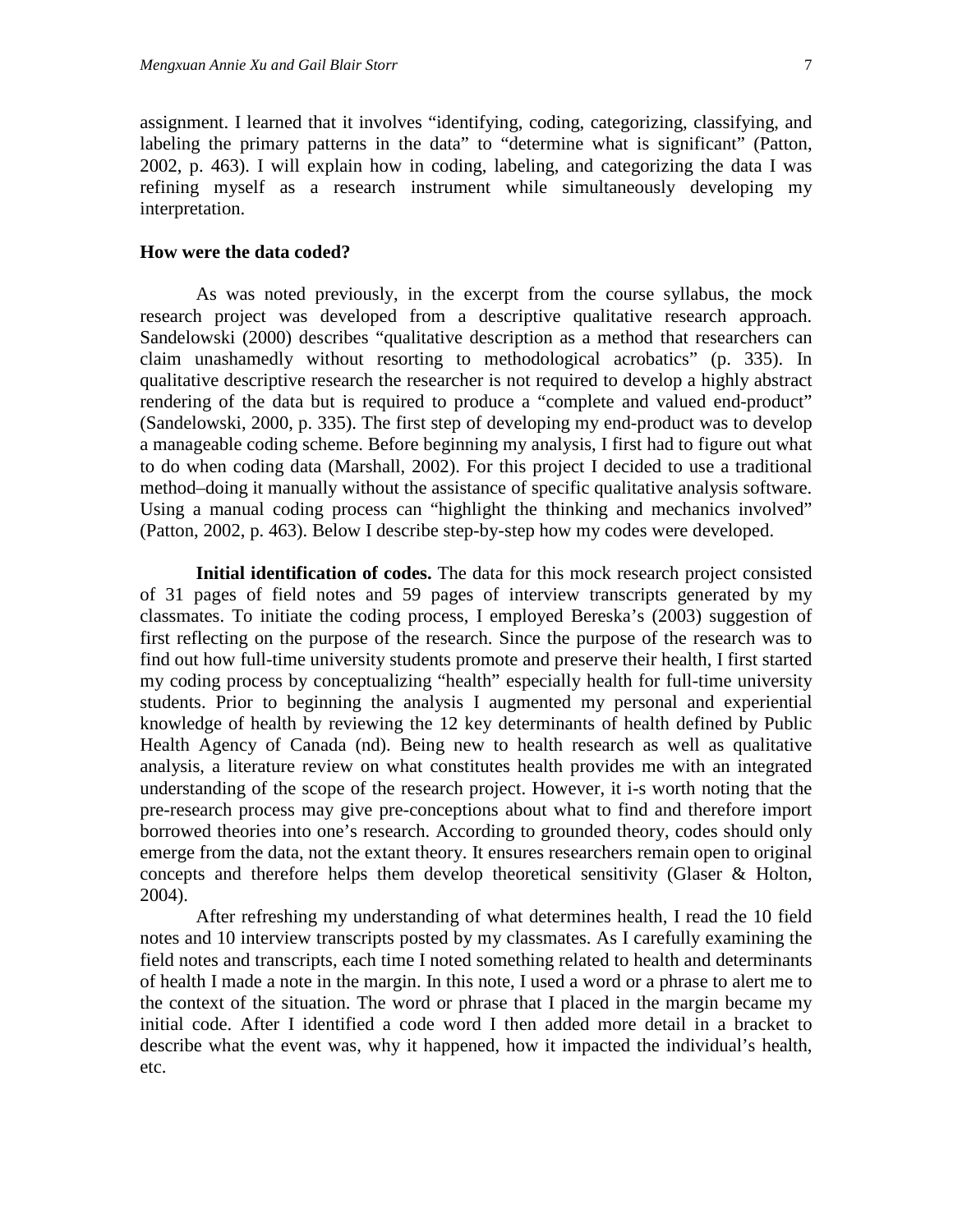assignment. I learned that it involves "identifying, coding, categorizing, classifying, and labeling the primary patterns in the data" to "determine what is significant" (Patton, 2002, p. 463). I will explain how in coding, labeling, and categorizing the data I was refining myself as a research instrument while simultaneously developing my interpretation.

### How were the data coded?

As was noted previously, in the excerpt from the course syllabus, the mock research project was developed from a descriptive qualitative research approach. Sandelowski (2000) describes "qualitative description as a method that researchers can claim unashamedly without resorting to methodological acrobatics" (p. 335). In qualitative descriptive research the researcher is not required to develop a highly abstract rendering of the data but is required to produce a "complete and valued end-product" (Sandelowski, 2000, p. 335). The first step of developing my end-product was to develop a manageable coding scheme. Before beginning my analysis, I first had to figure out what to do when coding data (Marshall, 2002). For this project I decided to use a traditional method–doing it manually without the assistance of specific qualitative analysis software. Using a manual coding process can "highlight the thinking and mechanics involved" (Patton, 2002, p. 463). Below I describe step-by-step how my codes were developed.

**Initial identification of codes.** The data for this mock research project consisted of 31 pages of field notes and 59 pages of interview transcripts generated by my classmates. To initiate the coding process, I employed Bereska's (2003) suggestion of first reflecting on the purpose of the research. Since the purpose of the research was to find out how full-time university students promote and preserve their health, I first started my coding process by conceptualizing "health" especially health for full-time university students. Prior to beginning the analysis I augmented my personal and experiential knowledge of health by reviewing the 12 key determinants of health defined by Public Health Agency of Canada (nd). Being new to health research as well as qualitative analysis, a literature review on what constitutes health provides me with an integrated understanding of the scope of the research project. However, it i-s worth noting that the pre-research process may give pre-conceptions about what to find and therefore import borrowed theories into one's research. According to grounded theory, codes should only emerge from the data, not the extant theory. It ensures researchers remain open to original concepts and therefore helps them develop theoretical sensitivity (Glaser & Holton, 2004).

After refreshing my understanding of what determines health, I read the 10 field notes and 10 interview transcripts posted by my classmates. As I carefully examining the field notes and transcripts, each time I noted something related to health and determinants of health I made a note in the margin. In this note, I used a word or a phrase to alert me to the context of the situation. The word or phrase that I placed in the margin became my initial code. After I identified a code word I then added more detail in a bracket to describe what the event was, why it happened, how it impacted the individual's health, etc.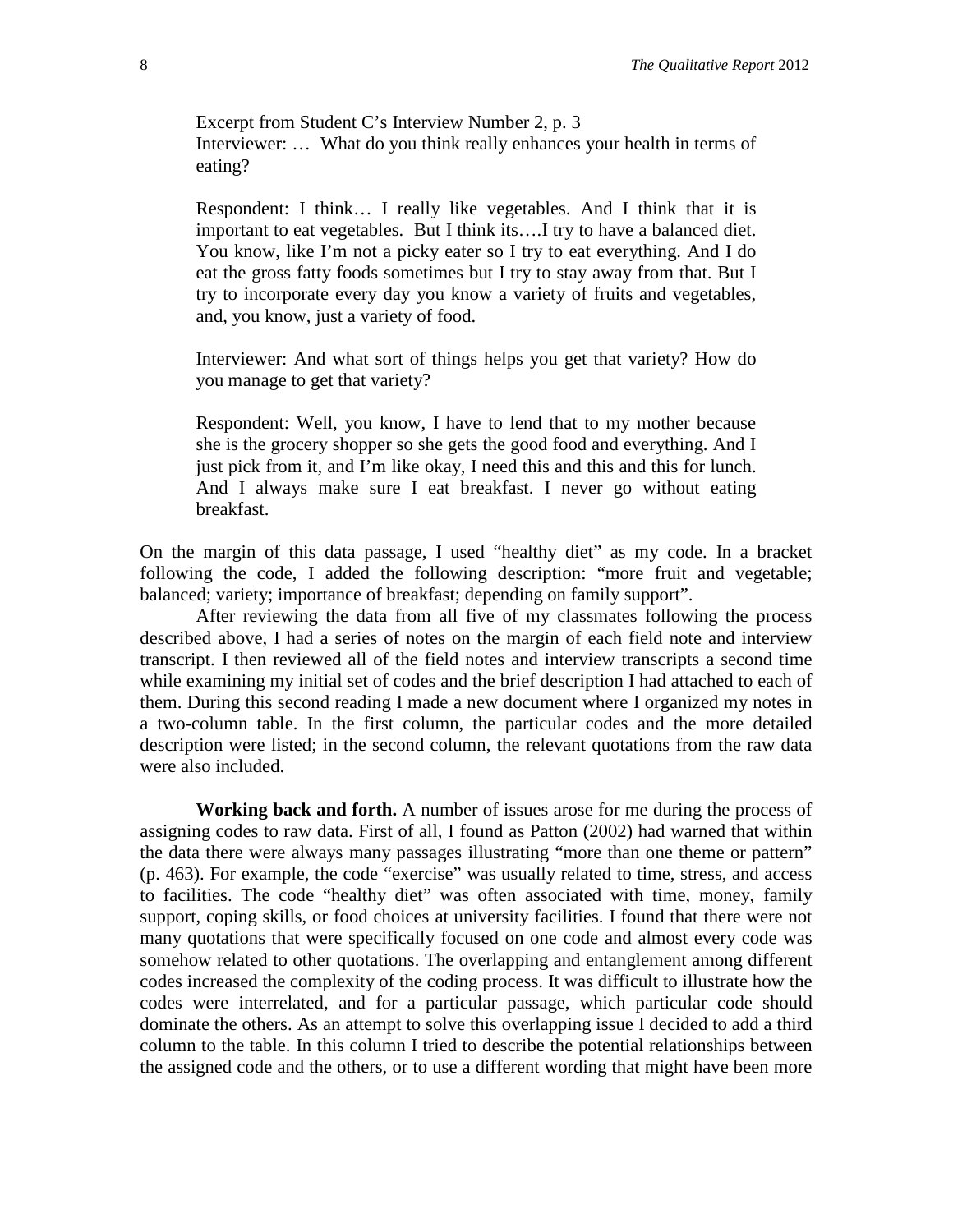> Excerpt from Student C's Interview Number 2, p. 3
> Interviewer: … What do you think really enhances your health in terms of eating?
>
> Respondent: I think… I really like vegetables. And I think that it is important to eat vegetables. But I think its….I try to have a balanced diet. You know, like I'm not a picky eater so I try to eat everything. And I do eat the gross fatty foods sometimes but I try to stay away from that. But I try to incorporate every day you know a variety of fruits and vegetables, and, you know, just a variety of food.
>
> Interviewer: And what sort of things helps you get that variety? How do you manage to get that variety?
>
> Respondent: Well, you know, I have to lend that to my mother because she is the grocery shopper so she gets the good food and everything. And I just pick from it, and I'm like okay, I need this and this and this for lunch. And I always make sure I eat breakfast. I never go without eating breakfast.

On the margin of this data passage, I used "healthy diet" as my code. In a bracket following the code, I added the following description: "more fruit and vegetable; balanced; variety; importance of breakfast; depending on family support".

After reviewing the data from all five of my classmates following the process described above, I had a series of notes on the margin of each field note and interview transcript. I then reviewed all of the field notes and interview transcripts a second time while examining my initial set of codes and the brief description I had attached to each of them. During this second reading I made a new document where I organized my notes in a two-column table. In the first column, the particular codes and the more detailed description were listed; in the second column, the relevant quotations from the raw data were also included.

**Working back and forth.** A number of issues arose for me during the process of assigning codes to raw data. First of all, I found as Patton (2002) had warned that within the data there were always many passages illustrating "more than one theme or pattern" (p. 463). For example, the code "exercise" was usually related to time, stress, and access to facilities. The code "healthy diet" was often associated with time, money, family support, coping skills, or food choices at university facilities. I found that there were not many quotations that were specifically focused on one code and almost every code was somehow related to other quotations. The overlapping and entanglement among different codes increased the complexity of the coding process. It was difficult to illustrate how the codes were interrelated, and for a particular passage, which particular code should dominate the others. As an attempt to solve this overlapping issue I decided to add a third column to the table. In this column I tried to describe the potential relationships between the assigned code and the others, or to use a different wording that might have been more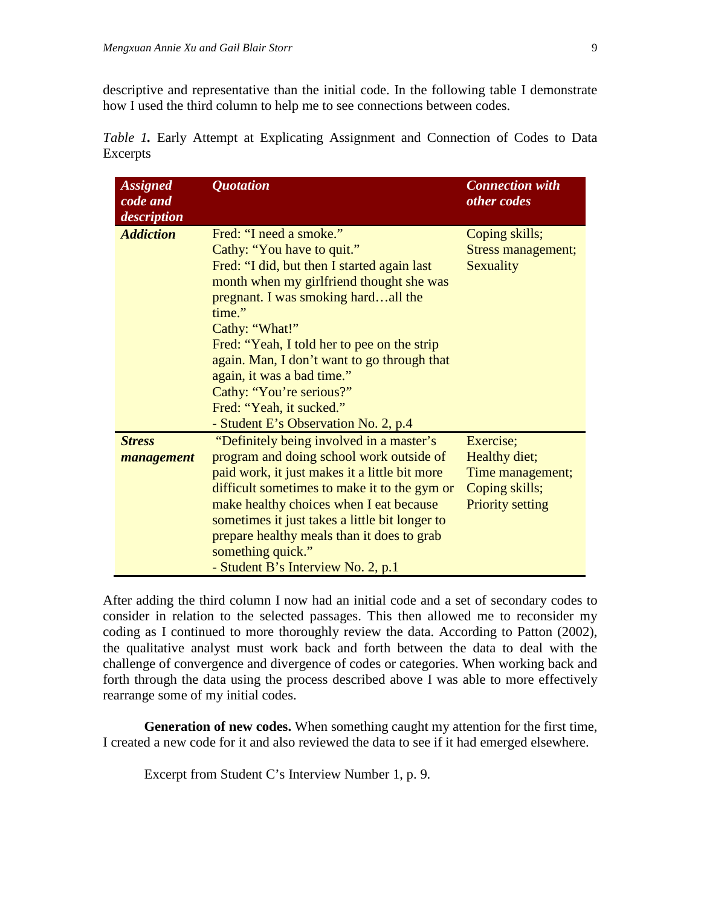descriptive and representative than the initial code. In the following table I demonstrate how I used the third column to help me to see connections between codes.

*Table 1.* Early Attempt at Explicating Assignment and Connection of Codes to Data Excerpts

| ***Assigned code and description*** | ***Quotation*** | ***Connection with other codes*** |
|---|---|---|
| ***Addiction*** | Fred: "I need a smoke."<br>Cathy: "You have to quit."<br>Fred: "I did, but then I started again last month when my girlfriend thought she was pregnant. I was smoking hard…all the time."<br>Cathy: "What!"<br>Fred: "Yeah, I told her to pee on the strip again. Man, I don't want to go through that again, it was a bad time."<br>Cathy: "You're serious?"<br>Fred: "Yeah, it sucked."<br>- Student E's Observation No. 2, p.4 | Coping skills;<br>Stress management;<br>Sexuality |
| ***Stress management*** | "Definitely being involved in a master's program and doing school work outside of paid work, it just makes it a little bit more difficult sometimes to make it to the gym or make healthy choices when I eat because sometimes it just takes a little bit longer to prepare healthy meals than it does to grab something quick."<br>- Student B's Interview No. 2, p.1 | Exercise;<br>Healthy diet;<br>Time management;<br>Coping skills;<br>Priority setting |

After adding the third column I now had an initial code and a set of secondary codes to consider in relation to the selected passages. This then allowed me to reconsider my coding as I continued to more thoroughly review the data. According to Patton (2002), the qualitative analyst must work back and forth between the data to deal with the challenge of convergence and divergence of codes or categories. When working back and forth through the data using the process described above I was able to more effectively rearrange some of my initial codes.

**Generation of new codes.** When something caught my attention for the first time, I created a new code for it and also reviewed the data to see if it had emerged elsewhere.

Excerpt from Student C's Interview Number 1, p. 9.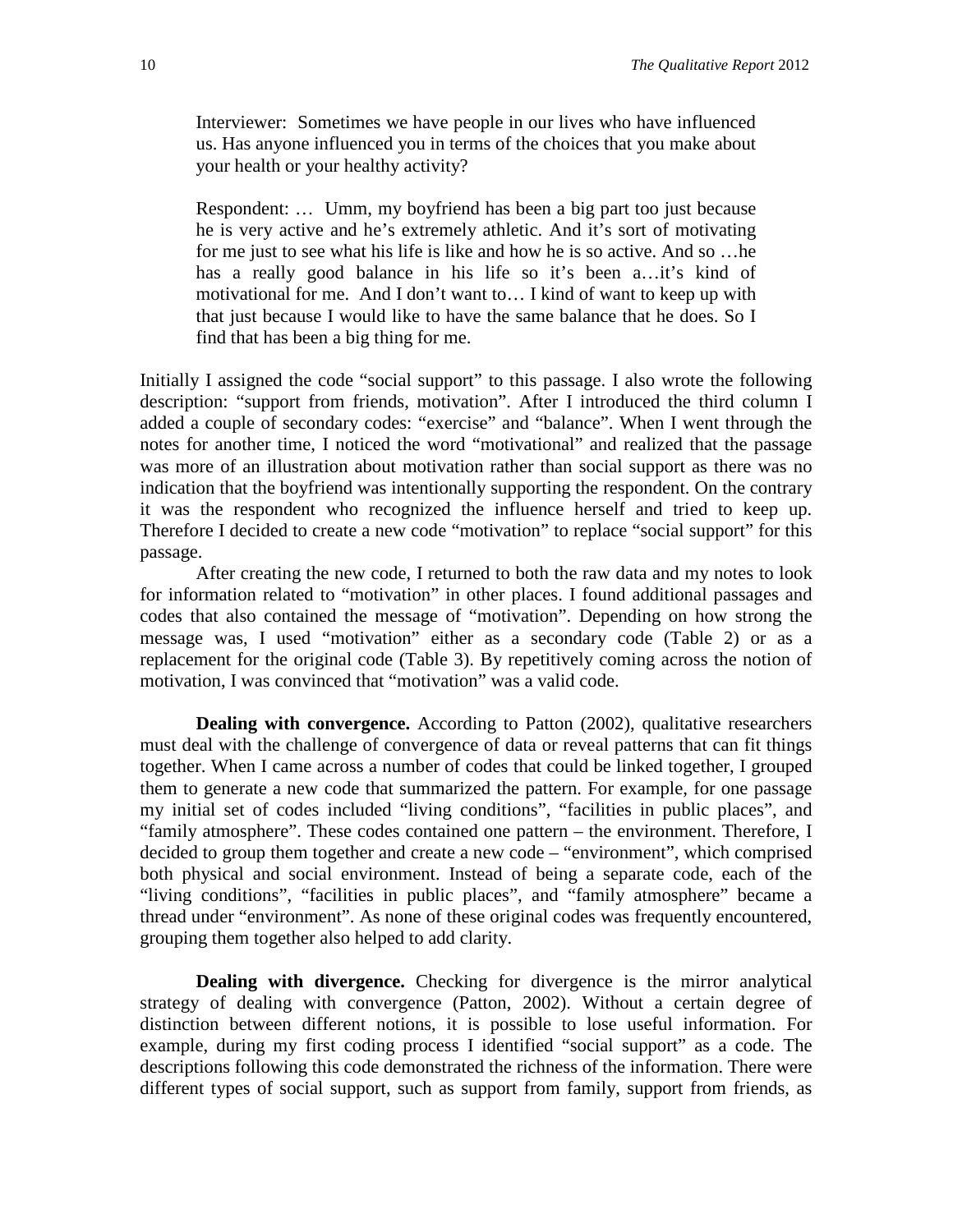> Interviewer: Sometimes we have people in our lives who have influenced us. Has anyone influenced you in terms of the choices that you make about your health or your healthy activity?
>
> Respondent: … Umm, my boyfriend has been a big part too just because he is very active and he's extremely athletic. And it's sort of motivating for me just to see what his life is like and how he is so active. And so …he has a really good balance in his life so it's been a…it's kind of motivational for me. And I don't want to… I kind of want to keep up with that just because I would like to have the same balance that he does. So I find that has been a big thing for me.

Initially I assigned the code "social support" to this passage. I also wrote the following description: "support from friends, motivation". After I introduced the third column I added a couple of secondary codes: "exercise" and "balance". When I went through the notes for another time, I noticed the word "motivational" and realized that the passage was more of an illustration about motivation rather than social support as there was no indication that the boyfriend was intentionally supporting the respondent. On the contrary it was the respondent who recognized the influence herself and tried to keep up. Therefore I decided to create a new code "motivation" to replace "social support" for this passage.

After creating the new code, I returned to both the raw data and my notes to look for information related to "motivation" in other places. I found additional passages and codes that also contained the message of "motivation". Depending on how strong the message was, I used "motivation" either as a secondary code (Table 2) or as a replacement for the original code (Table 3). By repetitively coming across the notion of motivation, I was convinced that "motivation" was a valid code.

**Dealing with convergence.** According to Patton (2002), qualitative researchers must deal with the challenge of convergence of data or reveal patterns that can fit things together. When I came across a number of codes that could be linked together, I grouped them to generate a new code that summarized the pattern. For example, for one passage my initial set of codes included "living conditions", "facilities in public places", and "family atmosphere". These codes contained one pattern – the environment. Therefore, I decided to group them together and create a new code – "environment", which comprised both physical and social environment. Instead of being a separate code, each of the "living conditions", "facilities in public places", and "family atmosphere" became a thread under "environment". As none of these original codes was frequently encountered, grouping them together also helped to add clarity.

**Dealing with divergence.** Checking for divergence is the mirror analytical strategy of dealing with convergence (Patton, 2002). Without a certain degree of distinction between different notions, it is possible to lose useful information. For example, during my first coding process I identified "social support" as a code. The descriptions following this code demonstrated the richness of the information. There were different types of social support, such as support from family, support from friends, as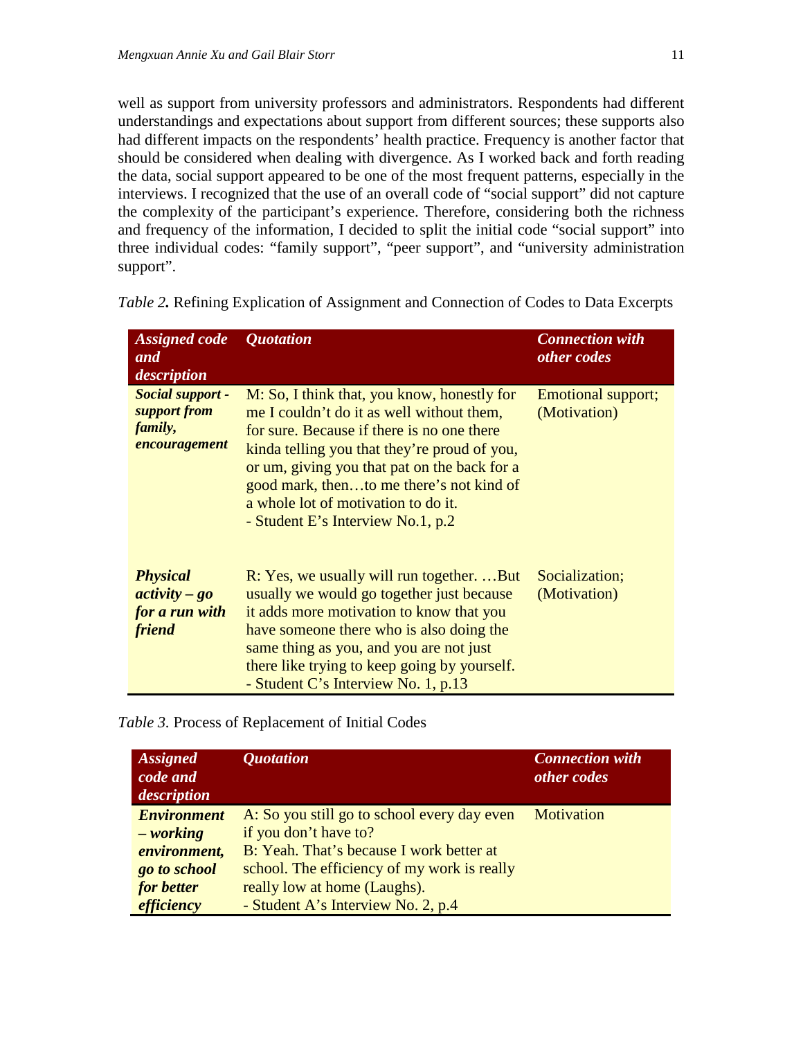well as support from university professors and administrators. Respondents had different understandings and expectations about support from different sources; these supports also had different impacts on the respondents' health practice. Frequency is another factor that should be considered when dealing with divergence. As I worked back and forth reading the data, social support appeared to be one of the most frequent patterns, especially in the interviews. I recognized that the use of an overall code of "social support" did not capture the complexity of the participant's experience. Therefore, considering both the richness and frequency of the information, I decided to split the initial code "social support" into three individual codes: "family support", "peer support", and "university administration support".

*Table 2.* Refining Explication of Assignment and Connection of Codes to Data Excerpts

| *Assigned code and description* | *Quotation* | *Connection with other codes* |
|---|---|---|
| ***Social support - support from family, encouragement*** | M: So, I think that, you know, honestly for me I couldn't do it as well without them, for sure. Because if there is no one there kinda telling you that they're proud of you, or um, giving you that pat on the back for a good mark, then…to me there's not kind of a whole lot of motivation to do it.<br>- Student E's Interview No.1, p.2 | Emotional support; (Motivation) |
| ***Physical activity – go for a run with friend*** | R: Yes, we usually will run together. …But usually we would go together just because it adds more motivation to know that you have someone there who is also doing the same thing as you, and you are not just there like trying to keep going by yourself.<br>- Student C's Interview No. 1, p.13 | Socialization; (Motivation) |

*Table 3.* Process of Replacement of Initial Codes

| *Assigned code and description* | *Quotation* | *Connection with other codes* |
|---|---|---|
| ***Environment – working environment, go to school for better efficiency*** | A: So you still go to school every day even if you don't have to?<br>B: Yeah. That's because I work better at school. The efficiency of my work is really really low at home (Laughs).<br>- Student A's Interview No. 2, p.4 | Motivation |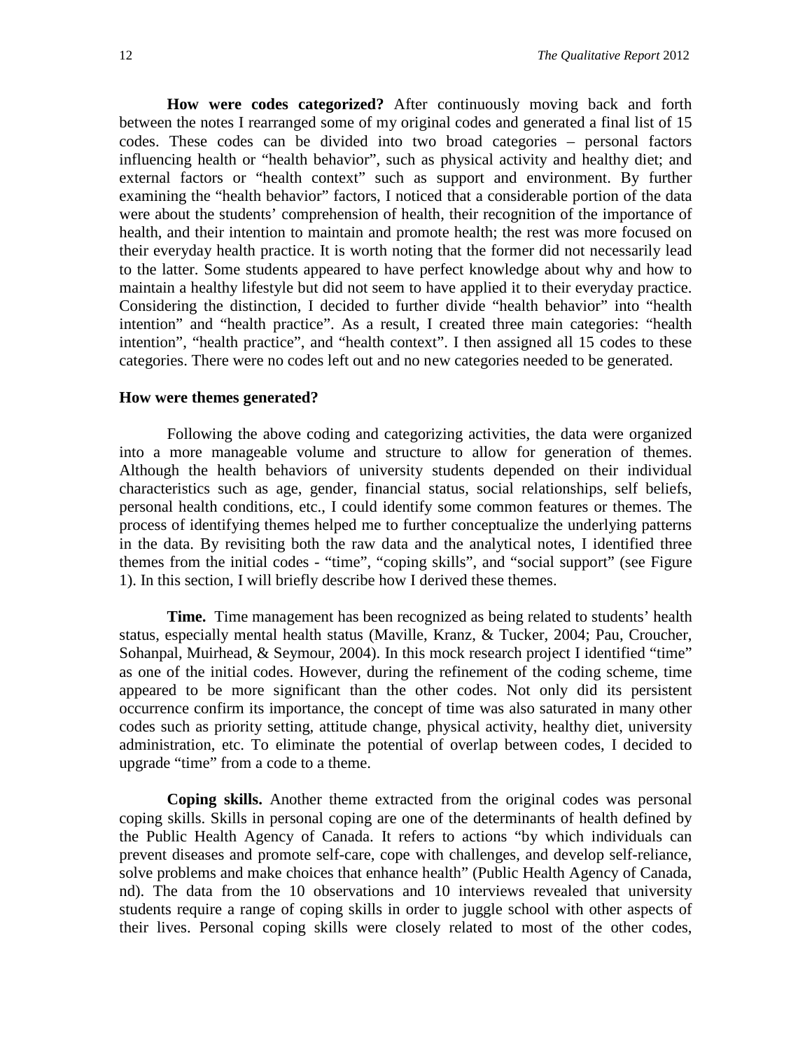**How were codes categorized?** After continuously moving back and forth between the notes I rearranged some of my original codes and generated a final list of 15 codes. These codes can be divided into two broad categories – personal factors influencing health or "health behavior", such as physical activity and healthy diet; and external factors or "health context" such as support and environment. By further examining the "health behavior" factors, I noticed that a considerable portion of the data were about the students' comprehension of health, their recognition of the importance of health, and their intention to maintain and promote health; the rest was more focused on their everyday health practice. It is worth noting that the former did not necessarily lead to the latter. Some students appeared to have perfect knowledge about why and how to maintain a healthy lifestyle but did not seem to have applied it to their everyday practice. Considering the distinction, I decided to further divide "health behavior" into "health intention" and "health practice". As a result, I created three main categories: "health intention", "health practice", and "health context". I then assigned all 15 codes to these categories. There were no codes left out and no new categories needed to be generated.

### How were themes generated?

Following the above coding and categorizing activities, the data were organized into a more manageable volume and structure to allow for generation of themes. Although the health behaviors of university students depended on their individual characteristics such as age, gender, financial status, social relationships, self beliefs, personal health conditions, etc., I could identify some common features or themes. The process of identifying themes helped me to further conceptualize the underlying patterns in the data. By revisiting both the raw data and the analytical notes, I identified three themes from the initial codes - "time", "coping skills", and "social support" (see Figure 1). In this section, I will briefly describe how I derived these themes.

**Time.** Time management has been recognized as being related to students' health status, especially mental health status (Maville, Kranz, & Tucker, 2004; Pau, Croucher, Sohanpal, Muirhead, & Seymour, 2004). In this mock research project I identified "time" as one of the initial codes. However, during the refinement of the coding scheme, time appeared to be more significant than the other codes. Not only did its persistent occurrence confirm its importance, the concept of time was also saturated in many other codes such as priority setting, attitude change, physical activity, healthy diet, university administration, etc. To eliminate the potential of overlap between codes, I decided to upgrade "time" from a code to a theme.

**Coping skills.** Another theme extracted from the original codes was personal coping skills. Skills in personal coping are one of the determinants of health defined by the Public Health Agency of Canada. It refers to actions "by which individuals can prevent diseases and promote self-care, cope with challenges, and develop self-reliance, solve problems and make choices that enhance health" (Public Health Agency of Canada, nd). The data from the 10 observations and 10 interviews revealed that university students require a range of coping skills in order to juggle school with other aspects of their lives. Personal coping skills were closely related to most of the other codes,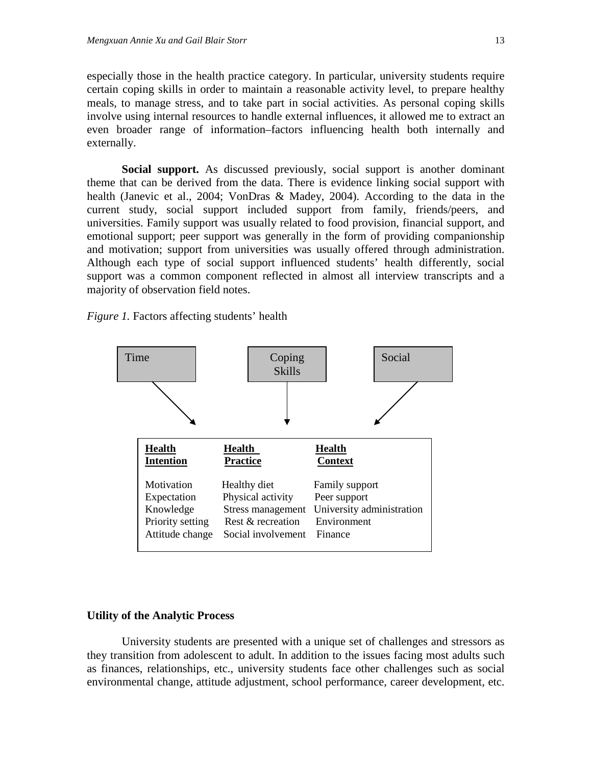especially those in the health practice category. In particular, university students require certain coping skills in order to maintain a reasonable activity level, to prepare healthy meals, to manage stress, and to take part in social activities. As personal coping skills involve using internal resources to handle external influences, it allowed me to extract an even broader range of information–factors influencing health both internally and externally.

**Social support.** As discussed previously, social support is another dominant theme that can be derived from the data. There is evidence linking social support with health (Janevic et al., 2004; VonDras & Madey, 2004). According to the data in the current study, social support included support from family, friends/peers, and universities. Family support was usually related to food provision, financial support, and emotional support; peer support was generally in the form of providing companionship and motivation; support from universities was usually offered through administration. Although each type of social support influenced students' health differently, social support was a common component reflected in almost all interview transcripts and a majority of observation field notes.

*Figure 1.* Factors affecting students' health

Time → Coping Skills → Social →

| Health Intention | Health Practice | Health Context |
|---|---|---|
| Motivation | Healthy diet | Family support |
| Expectation | Physical activity | Peer support |
| Knowledge | Stress management | University administration |
| Priority setting | Rest & recreation | Environment |
| Attitude change | Social involvement | Finance |

## Utility of the Analytic Process

University students are presented with a unique set of challenges and stressors as they transition from adolescent to adult. In addition to the issues facing most adults such as finances, relationships, etc., university students face other challenges such as social environmental change, attitude adjustment, school performance, career development, etc.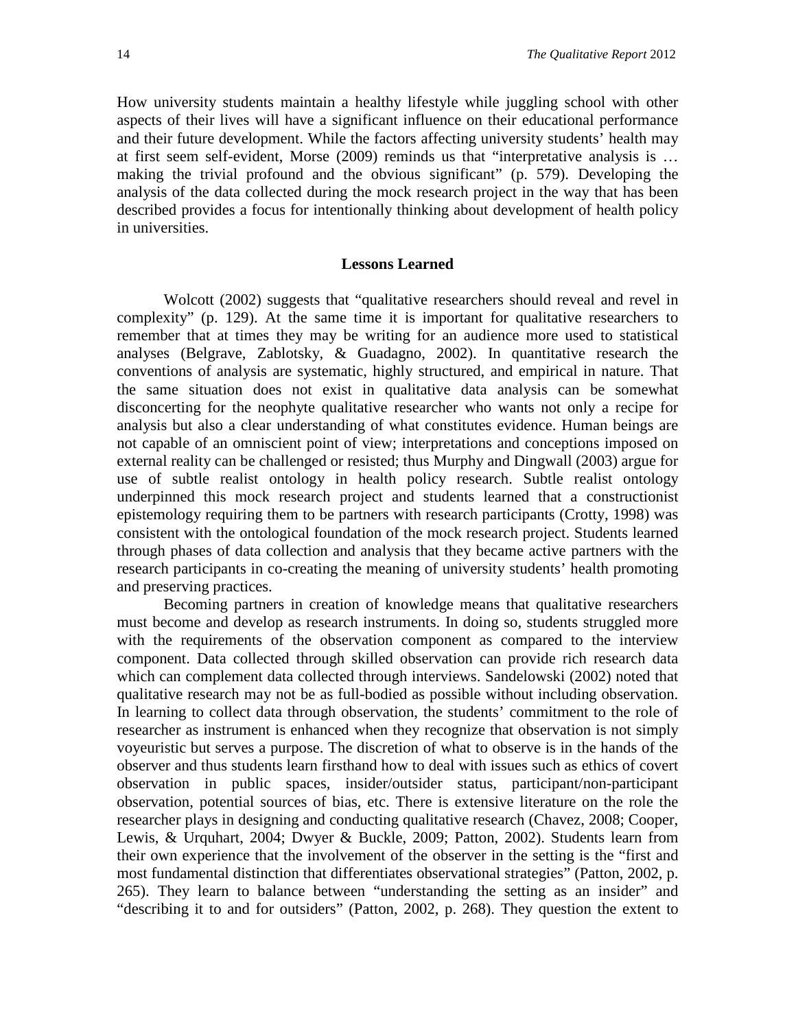How university students maintain a healthy lifestyle while juggling school with other aspects of their lives will have a significant influence on their educational performance and their future development. While the factors affecting university students' health may at first seem self-evident, Morse (2009) reminds us that "interpretative analysis is … making the trivial profound and the obvious significant" (p. 579). Developing the analysis of the data collected during the mock research project in the way that has been described provides a focus for intentionally thinking about development of health policy in universities.

## Lessons Learned

Wolcott (2002) suggests that "qualitative researchers should reveal and revel in complexity" (p. 129). At the same time it is important for qualitative researchers to remember that at times they may be writing for an audience more used to statistical analyses (Belgrave, Zablotsky, & Guadagno, 2002). In quantitative research the conventions of analysis are systematic, highly structured, and empirical in nature. That the same situation does not exist in qualitative data analysis can be somewhat disconcerting for the neophyte qualitative researcher who wants not only a recipe for analysis but also a clear understanding of what constitutes evidence. Human beings are not capable of an omniscient point of view; interpretations and conceptions imposed on external reality can be challenged or resisted; thus Murphy and Dingwall (2003) argue for use of subtle realist ontology in health policy research. Subtle realist ontology underpinned this mock research project and students learned that a constructionist epistemology requiring them to be partners with research participants (Crotty, 1998) was consistent with the ontological foundation of the mock research project. Students learned through phases of data collection and analysis that they became active partners with the research participants in co-creating the meaning of university students' health promoting and preserving practices.

Becoming partners in creation of knowledge means that qualitative researchers must become and develop as research instruments. In doing so, students struggled more with the requirements of the observation component as compared to the interview component. Data collected through skilled observation can provide rich research data which can complement data collected through interviews. Sandelowski (2002) noted that qualitative research may not be as full-bodied as possible without including observation. In learning to collect data through observation, the students' commitment to the role of researcher as instrument is enhanced when they recognize that observation is not simply voyeuristic but serves a purpose. The discretion of what to observe is in the hands of the observer and thus students learn firsthand how to deal with issues such as ethics of covert observation in public spaces, insider/outsider status, participant/non-participant observation, potential sources of bias, etc. There is extensive literature on the role the researcher plays in designing and conducting qualitative research (Chavez, 2008; Cooper, Lewis, & Urquhart, 2004; Dwyer & Buckle, 2009; Patton, 2002). Students learn from their own experience that the involvement of the observer in the setting is the "first and most fundamental distinction that differentiates observational strategies" (Patton, 2002, p. 265). They learn to balance between "understanding the setting as an insider" and "describing it to and for outsiders" (Patton, 2002, p. 268). They question the extent to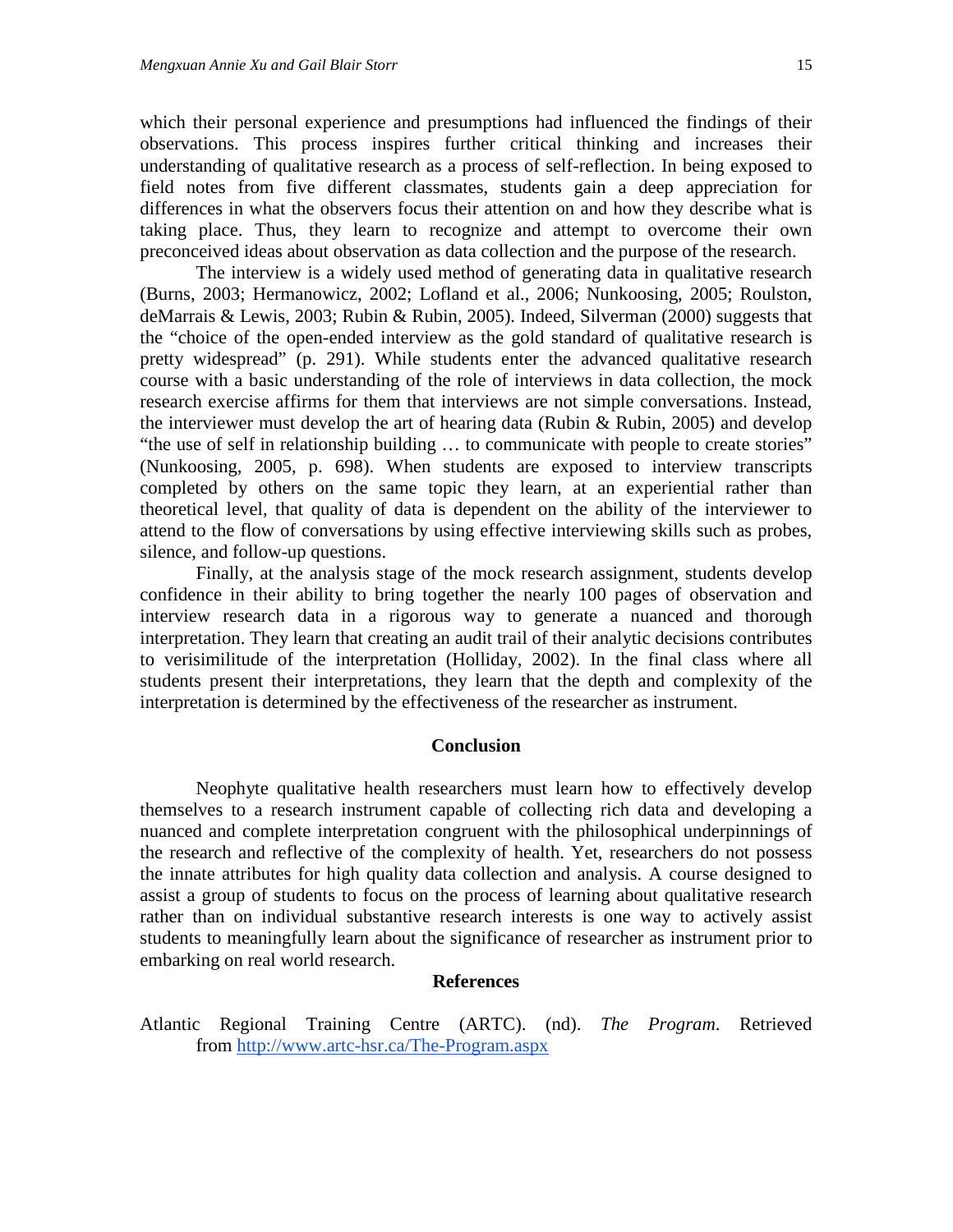which their personal experience and presumptions had influenced the findings of their observations. This process inspires further critical thinking and increases their understanding of qualitative research as a process of self-reflection. In being exposed to field notes from five different classmates, students gain a deep appreciation for differences in what the observers focus their attention on and how they describe what is taking place. Thus, they learn to recognize and attempt to overcome their own preconceived ideas about observation as data collection and the purpose of the research.

The interview is a widely used method of generating data in qualitative research (Burns, 2003; Hermanowicz, 2002; Lofland et al., 2006; Nunkoosing, 2005; Roulston, deMarrais & Lewis, 2003; Rubin & Rubin, 2005). Indeed, Silverman (2000) suggests that the "choice of the open-ended interview as the gold standard of qualitative research is pretty widespread" (p. 291). While students enter the advanced qualitative research course with a basic understanding of the role of interviews in data collection, the mock research exercise affirms for them that interviews are not simple conversations. Instead, the interviewer must develop the art of hearing data (Rubin & Rubin, 2005) and develop "the use of self in relationship building … to communicate with people to create stories" (Nunkoosing, 2005, p. 698). When students are exposed to interview transcripts completed by others on the same topic they learn, at an experiential rather than theoretical level, that quality of data is dependent on the ability of the interviewer to attend to the flow of conversations by using effective interviewing skills such as probes, silence, and follow-up questions.

Finally, at the analysis stage of the mock research assignment, students develop confidence in their ability to bring together the nearly 100 pages of observation and interview research data in a rigorous way to generate a nuanced and thorough interpretation. They learn that creating an audit trail of their analytic decisions contributes to verisimilitude of the interpretation (Holliday, 2002). In the final class where all students present their interpretations, they learn that the depth and complexity of the interpretation is determined by the effectiveness of the researcher as instrument.

## Conclusion

Neophyte qualitative health researchers must learn how to effectively develop themselves to a research instrument capable of collecting rich data and developing a nuanced and complete interpretation congruent with the philosophical underpinnings of the research and reflective of the complexity of health. Yet, researchers do not possess the innate attributes for high quality data collection and analysis. A course designed to assist a group of students to focus on the process of learning about qualitative research rather than on individual substantive research interests is one way to actively assist students to meaningfully learn about the significance of researcher as instrument prior to embarking on real world research.

## References

Atlantic Regional Training Centre (ARTC). (nd). *The Program*. Retrieved from http://www.artc-hsr.ca/The-Program.aspx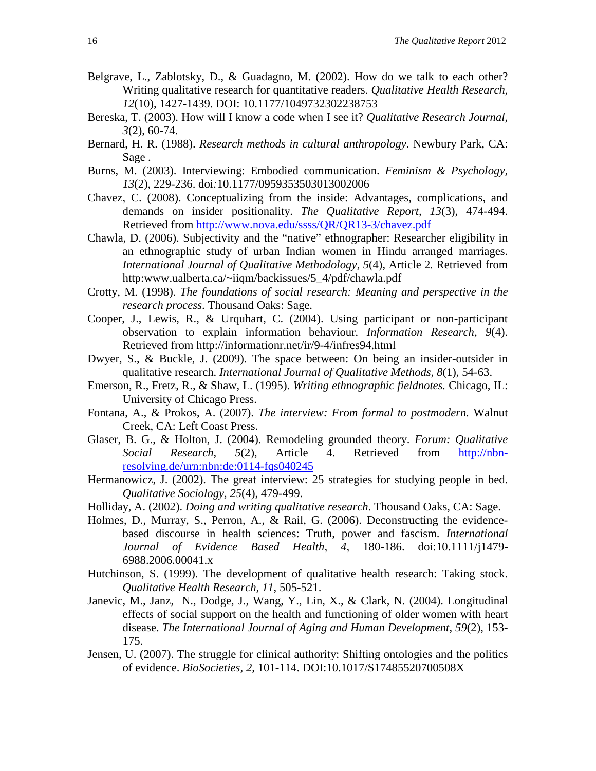Belgrave, L., Zablotsky, D., & Guadagno, M. (2002). How do we talk to each other? Writing qualitative research for quantitative readers. *Qualitative Health Research, 12*(10), 1427-1439. DOI: 10.1177/1049732302238753

Bereska, T. (2003). How will I know a code when I see it? *Qualitative Research Journal*, *3*(2), 60-74.

Bernard, H. R. (1988). *Research methods in cultural anthropology*. Newbury Park, CA: Sage .

Burns, M. (2003). Interviewing: Embodied communication. *Feminism & Psychology, 13*(2), 229-236. doi*:*10.1177/0959353503013002006

Chavez, C. (2008). Conceptualizing from the inside: Advantages, complications, and demands on insider positionality. *The Qualitative Report, 13*(3), 474-494. Retrieved from http://www.nova.edu/ssss/QR/QR13-3/chavez.pdf

Chawla, D. (2006). Subjectivity and the "native" ethnographer: Researcher eligibility in an ethnographic study of urban Indian women in Hindu arranged marriages. *International Journal of Qualitative Methodology, 5*(4), Article 2. Retrieved from http:www.ualberta.ca/~iiqm/backissues/5_4/pdf/chawla.pdf

Crotty, M. (1998). *The foundations of social research: Meaning and perspective in the research process*. Thousand Oaks: Sage.

Cooper, J., Lewis, R., & Urquhart, C. (2004). Using participant or non-participant observation to explain information behaviour. *Information Research*, *9*(4). Retrieved from http://informationr.net/ir/9-4/infres94.html

Dwyer, S., & Buckle, J. (2009). The space between: On being an insider-outsider in qualitative research. *International Journal of Qualitative Methods*, *8*(1), 54-63.

Emerson, R., Fretz, R., & Shaw, L. (1995). *Writing ethnographic fieldnotes.* Chicago, IL: University of Chicago Press.

Fontana, A., & Prokos, A. (2007). *The interview: From formal to postmodern.* Walnut Creek, CA: Left Coast Press.

Glaser, B. G., & Holton, J. (2004). Remodeling grounded theory. *Forum: Qualitative Social Research*, *5*(2), Article 4. Retrieved from http://nbn-resolving.de/urn:nbn:de:0114-fqs040245

Hermanowicz, J. (2002). The great interview: 25 strategies for studying people in bed. *Qualitative Sociology*, *25*(4), 479-499.

Holliday, A. (2002). *Doing and writing qualitative research*. Thousand Oaks, CA: Sage.

Holmes, D., Murray, S., Perron, A., & Rail, G. (2006). Deconstructing the evidence-based discourse in health sciences: Truth, power and fascism. *International Journal of Evidence Based Health, 4,* 180-186. doi:10.1111/j1479-6988.2006.00041.x

Hutchinson, S. (1999). The development of qualitative health research: Taking stock. *Qualitative Health Research*, *11*, 505-521.

Janevic, M., Janz, N., Dodge, J., Wang, Y., Lin, X., & Clark, N. (2004). Longitudinal effects of social support on the health and functioning of older women with heart disease. *The International Journal of Aging and Human Development*, *59*(2), 153-175.

Jensen, U. (2007). The struggle for clinical authority: Shifting ontologies and the politics of evidence. *BioSocieties, 2,* 101-114. DOI:10.1017/S17485520700508X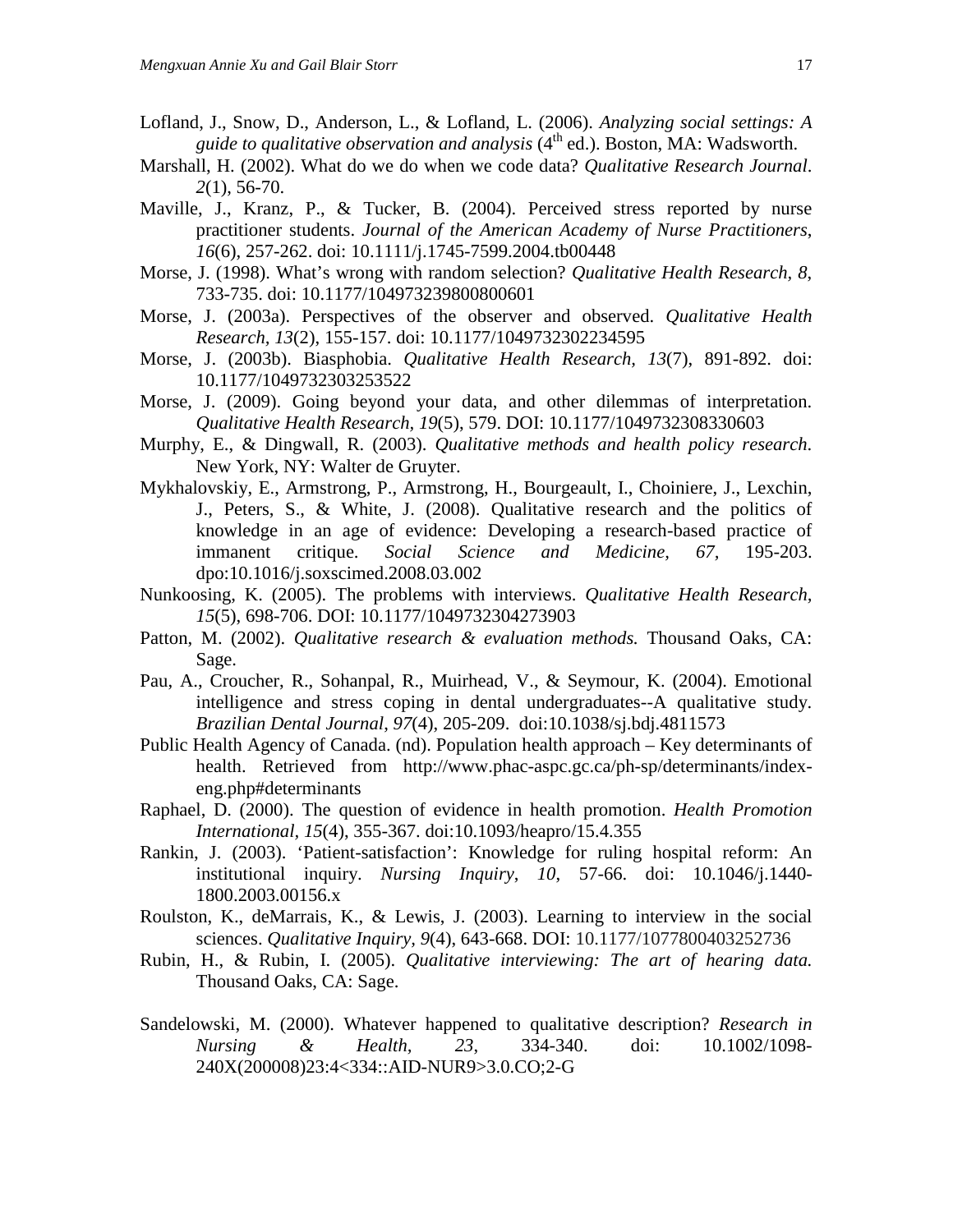Lofland, J., Snow, D., Anderson, L., & Lofland, L. (2006). *Analyzing social settings: A guide to qualitative observation and analysis* (4th ed.). Boston, MA: Wadsworth.

Marshall, H. (2002). What do we do when we code data? *Qualitative Research Journal*. *2*(1), 56-70.

Maville, J., Kranz, P., & Tucker, B. (2004). Perceived stress reported by nurse practitioner students. *Journal of the American Academy of Nurse Practitioners*, *16*(6), 257-262. doi: 10.1111/j.1745-7599.2004.tb00448

Morse, J. (1998). What's wrong with random selection? *Qualitative Health Research, 8*, 733-735. doi: 10.1177/104973239800800601

Morse, J. (2003a). Perspectives of the observer and observed. *Qualitative Health Research, 13*(2), 155-157. doi: 10.1177/1049732302234595

Morse, J. (2003b). Biasphobia. *Qualitative Health Research, 13*(7), 891-892. doi: 10.1177/1049732303253522

Morse, J. (2009). Going beyond your data, and other dilemmas of interpretation. *Qualitative Health Research, 19*(5), 579. DOI: 10.1177/1049732308330603

Murphy, E., & Dingwall, R. (2003). *Qualitative methods and health policy research*. New York, NY: Walter de Gruyter.

Mykhalovskiy, E., Armstrong, P., Armstrong, H., Bourgeault, I., Choiniere, J., Lexchin, J., Peters, S., & White, J. (2008). Qualitative research and the politics of knowledge in an age of evidence: Developing a research-based practice of immanent critique. *Social Science and Medicine, 67*, 195-203. dpo:10.1016/j.soxscimed.2008.03.002

Nunkoosing, K. (2005). The problems with interviews. *Qualitative Health Research, 15*(5), 698-706. DOI: 10.1177/1049732304273903

Patton, M. (2002). *Qualitative research & evaluation methods.* Thousand Oaks, CA: Sage.

Pau, A., Croucher, R., Sohanpal, R., Muirhead, V., & Seymour, K. (2004). Emotional intelligence and stress coping in dental undergraduates--A qualitative study. *Brazilian Dental Journal*, *97*(4), 205-209. doi:10.1038/sj.bdj.4811573

Public Health Agency of Canada. (nd). Population health approach – Key determinants of health. Retrieved from http://www.phac-aspc.gc.ca/ph-sp/determinants/index-eng.php#determinants

Raphael, D. (2000). The question of evidence in health promotion. *Health Promotion International, 15*(4), 355-367. doi:10.1093/heapro/15.4.355

Rankin, J. (2003). 'Patient-satisfaction': Knowledge for ruling hospital reform: An institutional inquiry. *Nursing Inquiry*, *10*, 57-66. doi: 10.1046/j.1440-1800.2003.00156.x

Roulston, K., deMarrais, K., & Lewis, J. (2003). Learning to interview in the social sciences. *Qualitative Inquiry, 9*(4), 643-668. DOI: 10.1177/1077800403252736

Rubin, H., & Rubin, I. (2005). *Qualitative interviewing: The art of hearing data.* Thousand Oaks, CA: Sage.

Sandelowski, M. (2000). Whatever happened to qualitative description? *Research in Nursing & Health*, *23*, 334-340. doi: 10.1002/1098-240X(200008)23:4<334::AID-NUR9>3.0.CO;2-G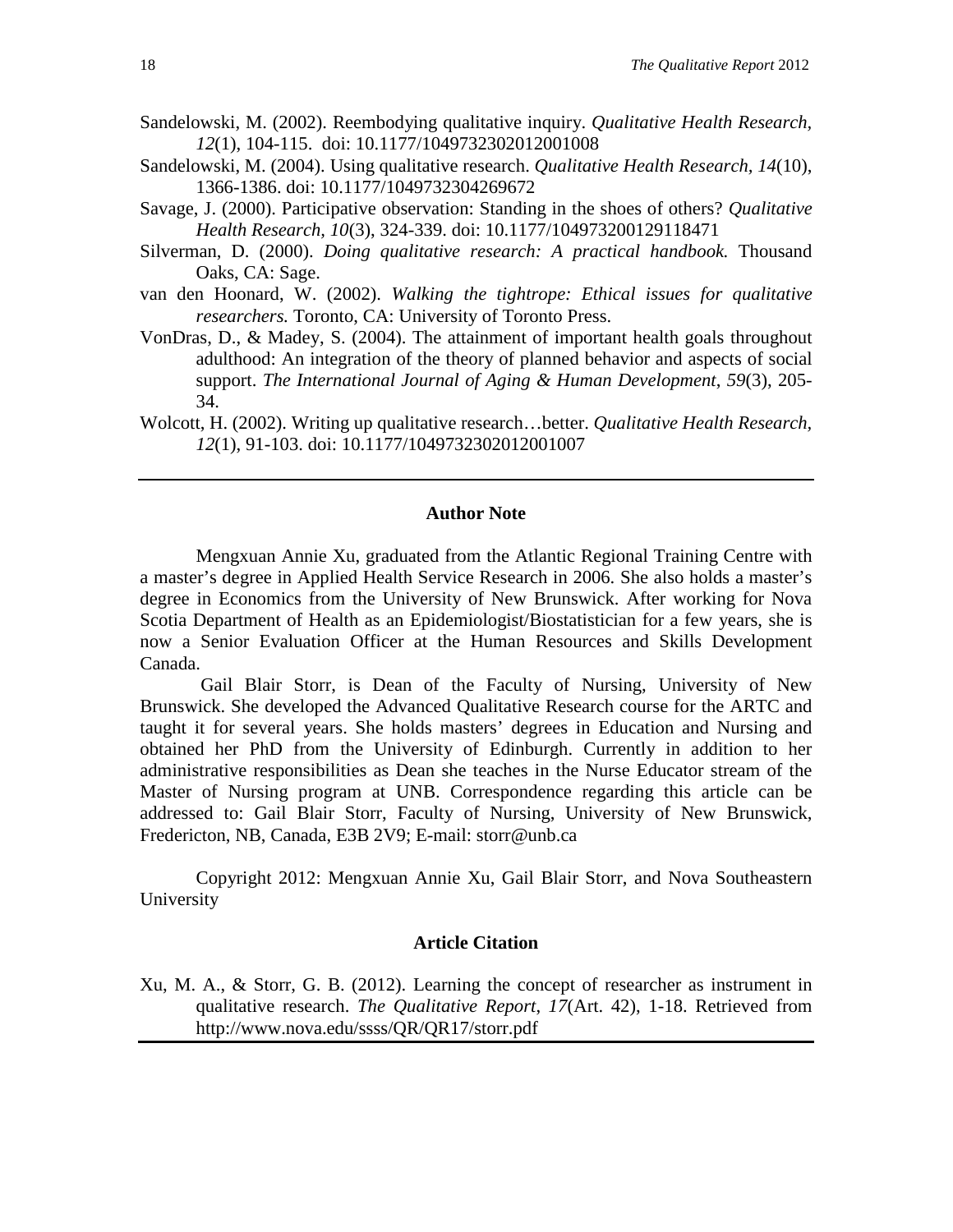Sandelowski, M. (2002). Reembodying qualitative inquiry. *Qualitative Health Research, 12*(1), 104-115. doi: 10.1177/1049732302012001008

Sandelowski, M. (2004). Using qualitative research. *Qualitative Health Research*, *14*(10), 1366-1386. doi: 10.1177/1049732304269672

Savage, J. (2000). Participative observation: Standing in the shoes of others? *Qualitative Health Research, 10*(3), 324-339. doi: 10.1177/104973200129118471

Silverman, D. (2000). *Doing qualitative research: A practical handbook.* Thousand Oaks, CA: Sage.

van den Hoonard, W. (2002). *Walking the tightrope: Ethical issues for qualitative researchers.* Toronto, CA: University of Toronto Press.

VonDras, D., & Madey, S. (2004). The attainment of important health goals throughout adulthood: An integration of the theory of planned behavior and aspects of social support. *The International Journal of Aging & Human Development*, *59*(3), 205-34.

Wolcott, H. (2002). Writing up qualitative research…better. *Qualitative Health Research, 12*(1), 91-103. doi: 10.1177/104973230201200100 7

---

## Author Note

Mengxuan Annie Xu, graduated from the Atlantic Regional Training Centre with a master's degree in Applied Health Service Research in 2006. She also holds a master's degree in Economics from the University of New Brunswick. After working for Nova Scotia Department of Health as an Epidemiologist/Biostatistician for a few years, she is now a Senior Evaluation Officer at the Human Resources and Skills Development Canada.

Gail Blair Storr, is Dean of the Faculty of Nursing, University of New Brunswick. She developed the Advanced Qualitative Research course for the ARTC and taught it for several years. She holds masters' degrees in Education and Nursing and obtained her PhD from the University of Edinburgh. Currently in addition to her administrative responsibilities as Dean she teaches in the Nurse Educator stream of the Master of Nursing program at UNB. Correspondence regarding this article can be addressed to: Gail Blair Storr, Faculty of Nursing, University of New Brunswick, Fredericton, NB, Canada, E3B 2V9; E-mail: storr@unb.ca

Copyright 2012: Mengxuan Annie Xu, Gail Blair Storr, and Nova Southeastern University

## Article Citation

Xu, M. A., & Storr, G. B. (2012). Learning the concept of researcher as instrument in qualitative research. *The Qualitative Report*, *17*(Art. 42), 1-18. Retrieved from http://www.nova.edu/ssss/QR/QR17/storr.pdf